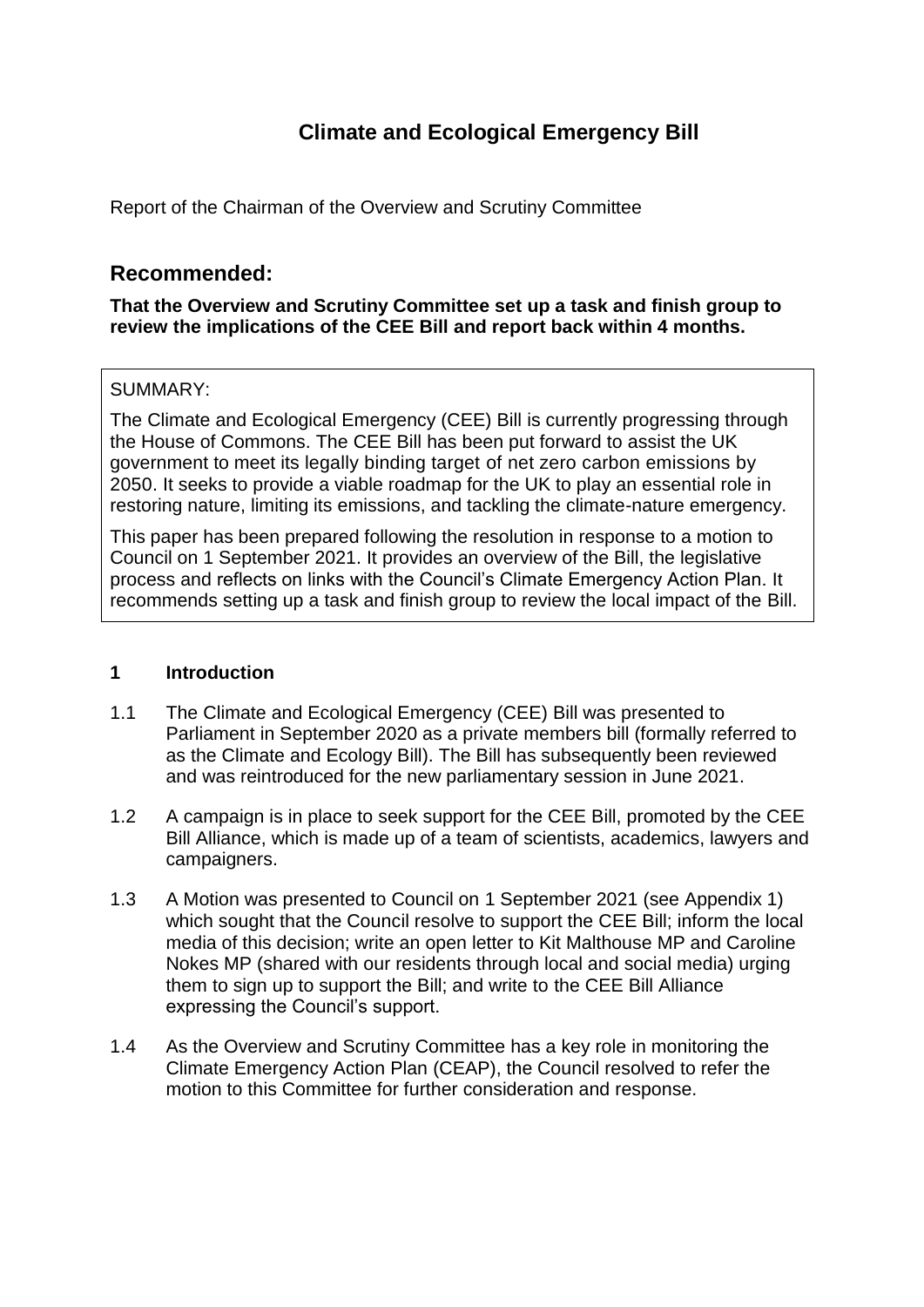# Climate and Ecological Emergency Bill

Report of the Chairman of the Overview and Scrutiny Committee

## Recommended:

**That the Overview and Scrutiny Committee set up a task and finish group to review the implications of the CEE Bill and report back within 4 months.**

SUMMARY:

The Climate and Ecological Emergency (CEE) Bill is currently progressing through the House of Commons. The CEE Bill has been put forward to assist the UK government to meet its legally binding target of net zero carbon emissions by 2050. It seeks to provide a viable roadmap for the UK to play an essential role in restoring nature, limiting its emissions, and tackling the climate-nature emergency.

This paper has been prepared following the resolution in response to a motion to Council on 1 September 2021. It provides an overview of the Bill, the legislative process and reflects on links with the Council's Climate Emergency Action Plan. It recommends setting up a task and finish group to review the local impact of the Bill.

### 1 Introduction

1.1 The Climate and Ecological Emergency (CEE) Bill was presented to Parliament in September 2020 as a private members bill (formally referred to as the Climate and Ecology Bill). The Bill has subsequently been reviewed and was reintroduced for the new parliamentary session in June 2021.

1.2 A campaign is in place to seek support for the CEE Bill, promoted by the CEE Bill Alliance, which is made up of a team of scientists, academics, lawyers and campaigners.

1.3 A Motion was presented to Council on 1 September 2021 (see Appendix 1) which sought that the Council resolve to support the CEE Bill; inform the local media of this decision; write an open letter to Kit Malthouse MP and Caroline Nokes MP (shared with our residents through local and social media) urging them to sign up to support the Bill; and write to the CEE Bill Alliance expressing the Council's support.

1.4 As the Overview and Scrutiny Committee has a key role in monitoring the Climate Emergency Action Plan (CEAP), the Council resolved to refer the motion to this Committee for further consideration and response.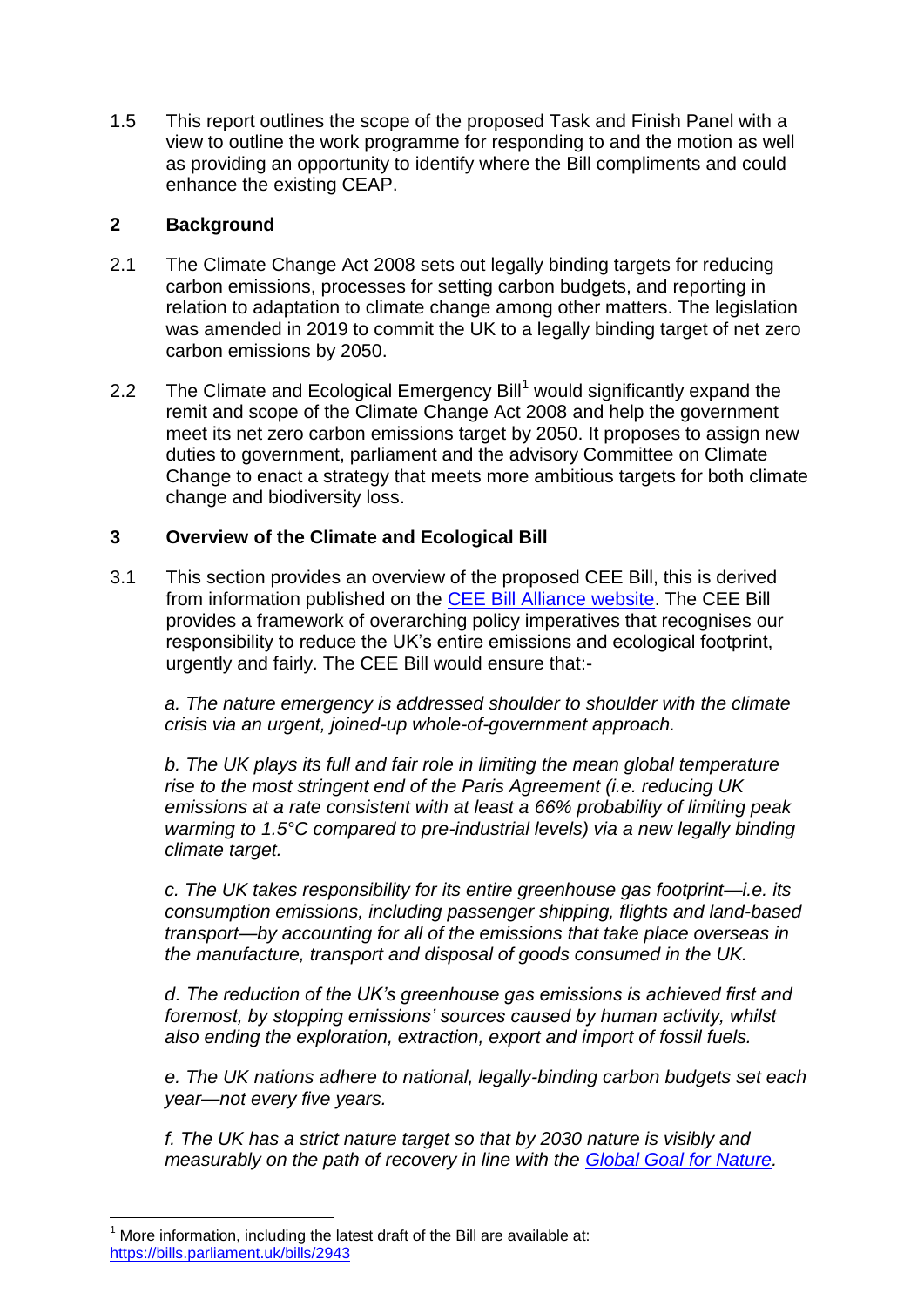1.5 This report outlines the scope of the proposed Task and Finish Panel with a view to outline the work programme for responding to and the motion as well as providing an opportunity to identify where the Bill compliments and could enhance the existing CEAP.

## 2 Background

2.1 The Climate Change Act 2008 sets out legally binding targets for reducing carbon emissions, processes for setting carbon budgets, and reporting in relation to adaptation to climate change among other matters. The legislation was amended in 2019 to commit the UK to a legally binding target of net zero carbon emissions by 2050.

2.2 The Climate and Ecological Emergency Bill[1] would significantly expand the remit and scope of the Climate Change Act 2008 and help the government meet its net zero carbon emissions target by 2050. It proposes to assign new duties to government, parliament and the advisory Committee on Climate Change to enact a strategy that meets more ambitious targets for both climate change and biodiversity loss.

## 3 Overview of the Climate and Ecological Bill

3.1 This section provides an overview of the proposed CEE Bill, this is derived from information published on the [CEE Bill Alliance website](). The CEE Bill provides a framework of overarching policy imperatives that recognises our responsibility to reduce the UK's entire emissions and ecological footprint, urgently and fairly. The CEE Bill would ensure that:-

*a. The nature emergency is addressed shoulder to shoulder with the climate crisis via an urgent, joined-up whole-of-government approach.*

*b. The UK plays its full and fair role in limiting the mean global temperature rise to the most stringent end of the Paris Agreement (i.e. reducing UK emissions at a rate consistent with at least a 66% probability of limiting peak warming to 1.5°C compared to pre-industrial levels) via a new legally binding climate target.*

*c. The UK takes responsibility for its entire greenhouse gas footprint—i.e. its consumption emissions, including passenger shipping, flights and land-based transport—by accounting for all of the emissions that take place overseas in the manufacture, transport and disposal of goods consumed in the UK.*

*d. The reduction of the UK's greenhouse gas emissions is achieved first and foremost, by stopping emissions' sources caused by human activity, whilst also ending the exploration, extraction, export and import of fossil fuels.*

*e. The UK nations adhere to national, legally-binding carbon budgets set each year—not every five years.*

*f. The UK has a strict nature target so that by 2030 nature is visibly and measurably on the path of recovery in line with the [Global Goal for Nature]().*

---

[1] More information, including the latest draft of the Bill are available at: https://bills.parliament.uk/bills/2943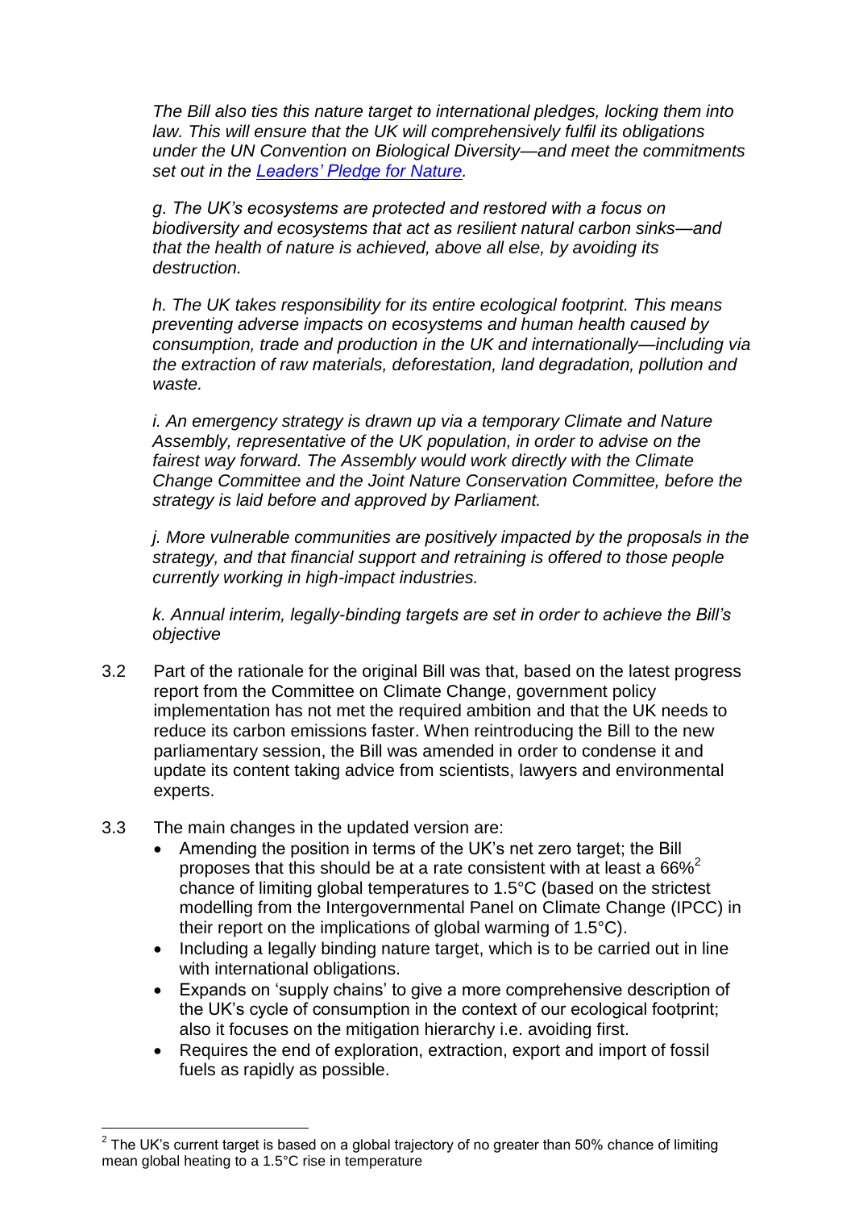*The Bill also ties this nature target to international pledges, locking them into law. This will ensure that the UK will comprehensively fulfil its obligations under the UN Convention on Biological Diversity—and meet the commitments set out in the [Leaders' Pledge for Nature](#).*

*g. The UK's ecosystems are protected and restored with a focus on biodiversity and ecosystems that act as resilient natural carbon sinks—and that the health of nature is achieved, above all else, by avoiding its destruction.*

*h. The UK takes responsibility for its entire ecological footprint. This means preventing adverse impacts on ecosystems and human health caused by consumption, trade and production in the UK and internationally—including via the extraction of raw materials, deforestation, land degradation, pollution and waste.*

*i. An emergency strategy is drawn up via a temporary Climate and Nature Assembly, representative of the UK population, in order to advise on the fairest way forward. The Assembly would work directly with the Climate Change Committee and the Joint Nature Conservation Committee, before the strategy is laid before and approved by Parliament.*

*j. More vulnerable communities are positively impacted by the proposals in the strategy, and that financial support and retraining is offered to those people currently working in high-impact industries.*

*k. Annual interim, legally-binding targets are set in order to achieve the Bill's objective*

3.2 Part of the rationale for the original Bill was that, based on the latest progress report from the Committee on Climate Change, government policy implementation has not met the required ambition and that the UK needs to reduce its carbon emissions faster. When reintroducing the Bill to the new parliamentary session, the Bill was amended in order to condense it and update its content taking advice from scientists, lawyers and environmental experts.

3.3 The main changes in the updated version are:

- Amending the position in terms of the UK's net zero target; the Bill proposes that this should be at a rate consistent with at least a 66%[2] chance of limiting global temperatures to 1.5°C (based on the strictest modelling from the Intergovernmental Panel on Climate Change (IPCC) in their report on the implications of global warming of 1.5°C).
- Including a legally binding nature target, which is to be carried out in line with international obligations.
- Expands on 'supply chains' to give a more comprehensive description of the UK's cycle of consumption in the context of our ecological footprint; also it focuses on the mitigation hierarchy i.e. avoiding first.
- Requires the end of exploration, extraction, export and import of fossil fuels as rapidly as possible.

---

[2] The UK's current target is based on a global trajectory of no greater than 50% chance of limiting mean global heating to a 1.5°C rise in temperature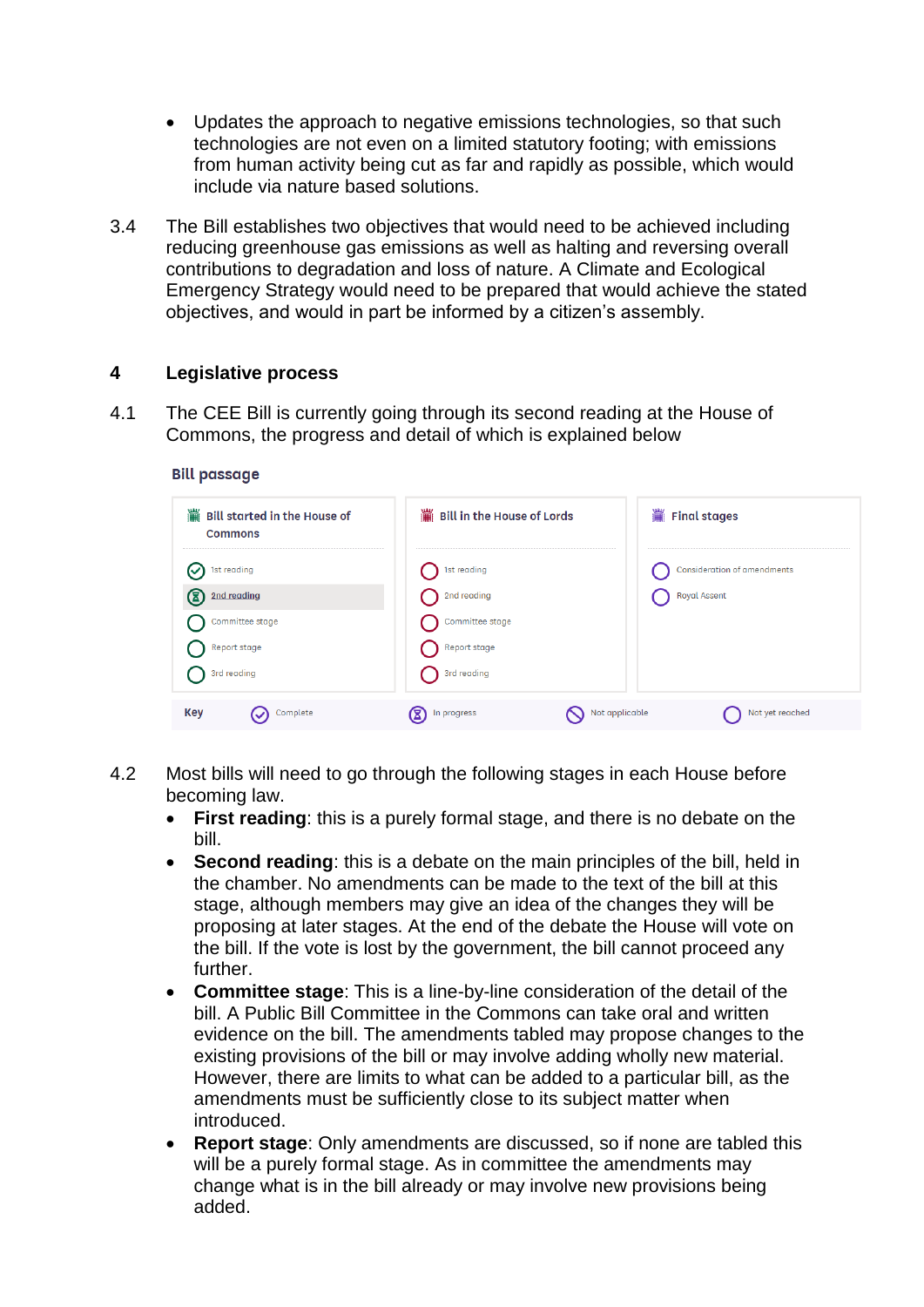- Updates the approach to negative emissions technologies, so that such technologies are not even on a limited statutory footing; with emissions from human activity being cut as far and rapidly as possible, which would include via nature based solutions.

3.4 The Bill establishes two objectives that would need to be achieved including reducing greenhouse gas emissions as well as halting and reversing overall contributions to degradation and loss of nature. A Climate and Ecological Emergency Strategy would need to be prepared that would achieve the stated objectives, and would in part be informed by a citizen's assembly.

## 4 Legislative process

4.1 The CEE Bill is currently going through its second reading at the House of Commons, the progress and detail of which is explained below

**Bill passage**

| Bill started in the House of Commons | Bill in the House of Lords | Final stages |
|---|---|---|
| 1st reading (Complete) | 1st reading (Not yet reached) | Consideration of amendments (Not yet reached) |
| 2nd reading (In progress) | 2nd reading (Not yet reached) | Royal Assent (Not yet reached) |
| Committee stage (Not yet reached) | Committee stage (Not yet reached) | |
| Report stage (Not yet reached) | Report stage (Not yet reached) | |
| 3rd reading (Not yet reached) | 3rd reading (Not yet reached) | |

Key: Complete; In progress; Not applicable; Not yet reached

4.2 Most bills will need to go through the following stages in each House before becoming law.

- **First reading**: this is a purely formal stage, and there is no debate on the bill.
- **Second reading**: this is a debate on the main principles of the bill, held in the chamber. No amendments can be made to the text of the bill at this stage, although members may give an idea of the changes they will be proposing at later stages. At the end of the debate the House will vote on the bill. If the vote is lost by the government, the bill cannot proceed any further.
- **Committee stage**: This is a line-by-line consideration of the detail of the bill. A Public Bill Committee in the Commons can take oral and written evidence on the bill. The amendments tabled may propose changes to the existing provisions of the bill or may involve adding wholly new material. However, there are limits to what can be added to a particular bill, as the amendments must be sufficiently close to its subject matter when introduced.
- **Report stage**: Only amendments are discussed, so if none are tabled this will be a purely formal stage. As in committee the amendments may change what is in the bill already or may involve new provisions being added.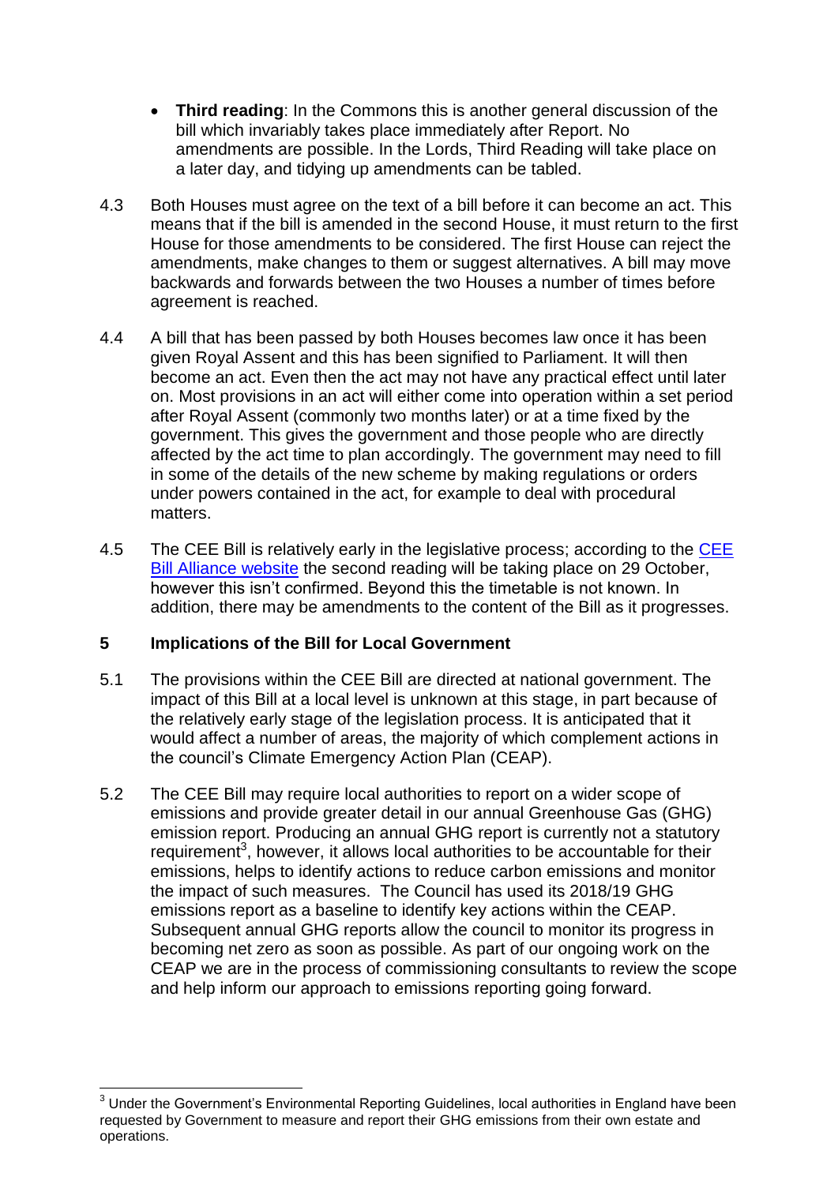- **Third reading**: In the Commons this is another general discussion of the bill which invariably takes place immediately after Report. No amendments are possible. In the Lords, Third Reading will take place on a later day, and tidying up amendments can be tabled.

4.3 Both Houses must agree on the text of a bill before it can become an act. This means that if the bill is amended in the second House, it must return to the first House for those amendments to be considered. The first House can reject the amendments, make changes to them or suggest alternatives. A bill may move backwards and forwards between the two Houses a number of times before agreement is reached.

4.4 A bill that has been passed by both Houses becomes law once it has been given Royal Assent and this has been signified to Parliament. It will then become an act. Even then the act may not have any practical effect until later on. Most provisions in an act will either come into operation within a set period after Royal Assent (commonly two months later) or at a time fixed by the government. This gives the government and those people who are directly affected by the act time to plan accordingly. The government may need to fill in some of the details of the new scheme by making regulations or orders under powers contained in the act, for example to deal with procedural matters.

4.5 The CEE Bill is relatively early in the legislative process; according to the CEE Bill Alliance website the second reading will be taking place on 29 October, however this isn't confirmed. Beyond this the timetable is not known. In addition, there may be amendments to the content of the Bill as it progresses.

## 5 Implications of the Bill for Local Government

5.1 The provisions within the CEE Bill are directed at national government. The impact of this Bill at a local level is unknown at this stage, in part because of the relatively early stage of the legislation process. It is anticipated that it would affect a number of areas, the majority of which complement actions in the council's Climate Emergency Action Plan (CEAP).

5.2 The CEE Bill may require local authorities to report on a wider scope of emissions and provide greater detail in our annual Greenhouse Gas (GHG) emission report. Producing an annual GHG report is currently not a statutory requirement[3], however, it allows local authorities to be accountable for their emissions, helps to identify actions to reduce carbon emissions and monitor the impact of such measures. The Council has used its 2018/19 GHG emissions report as a baseline to identify key actions within the CEAP. Subsequent annual GHG reports allow the council to monitor its progress in becoming net zero as soon as possible. As part of our ongoing work on the CEAP we are in the process of commissioning consultants to review the scope and help inform our approach to emissions reporting going forward.

---

[3] Under the Government's Environmental Reporting Guidelines, local authorities in England have been requested by Government to measure and report their GHG emissions from their own estate and operations.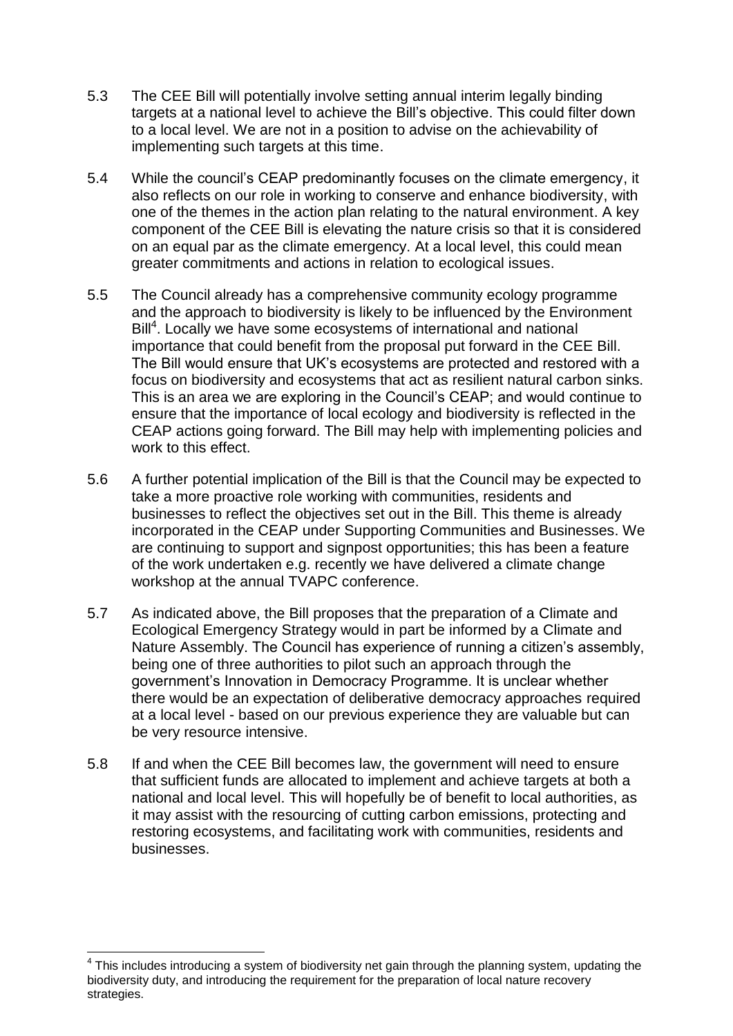5.3 The CEE Bill will potentially involve setting annual interim legally binding targets at a national level to achieve the Bill's objective. This could filter down to a local level. We are not in a position to advise on the achievability of implementing such targets at this time.

5.4 While the council's CEAP predominantly focuses on the climate emergency, it also reflects on our role in working to conserve and enhance biodiversity, with one of the themes in the action plan relating to the natural environment. A key component of the CEE Bill is elevating the nature crisis so that it is considered on an equal par as the climate emergency. At a local level, this could mean greater commitments and actions in relation to ecological issues.

5.5 The Council already has a comprehensive community ecology programme and the approach to biodiversity is likely to be influenced by the Environment Bill[4]. Locally we have some ecosystems of international and national importance that could benefit from the proposal put forward in the CEE Bill. The Bill would ensure that UK's ecosystems are protected and restored with a focus on biodiversity and ecosystems that act as resilient natural carbon sinks. This is an area we are exploring in the Council's CEAP; and would continue to ensure that the importance of local ecology and biodiversity is reflected in the CEAP actions going forward. The Bill may help with implementing policies and work to this effect.

5.6 A further potential implication of the Bill is that the Council may be expected to take a more proactive role working with communities, residents and businesses to reflect the objectives set out in the Bill. This theme is already incorporated in the CEAP under Supporting Communities and Businesses. We are continuing to support and signpost opportunities; this has been a feature of the work undertaken e.g. recently we have delivered a climate change workshop at the annual TVAPC conference.

5.7 As indicated above, the Bill proposes that the preparation of a Climate and Ecological Emergency Strategy would in part be informed by a Climate and Nature Assembly. The Council has experience of running a citizen's assembly, being one of three authorities to pilot such an approach through the government's Innovation in Democracy Programme. It is unclear whether there would be an expectation of deliberative democracy approaches required at a local level - based on our previous experience they are valuable but can be very resource intensive.

5.8 If and when the CEE Bill becomes law, the government will need to ensure that sufficient funds are allocated to implement and achieve targets at both a national and local level. This will hopefully be of benefit to local authorities, as it may assist with the resourcing of cutting carbon emissions, protecting and restoring ecosystems, and facilitating work with communities, residents and businesses.

---

[4] This includes introducing a system of biodiversity net gain through the planning system, updating the biodiversity duty, and introducing the requirement for the preparation of local nature recovery strategies.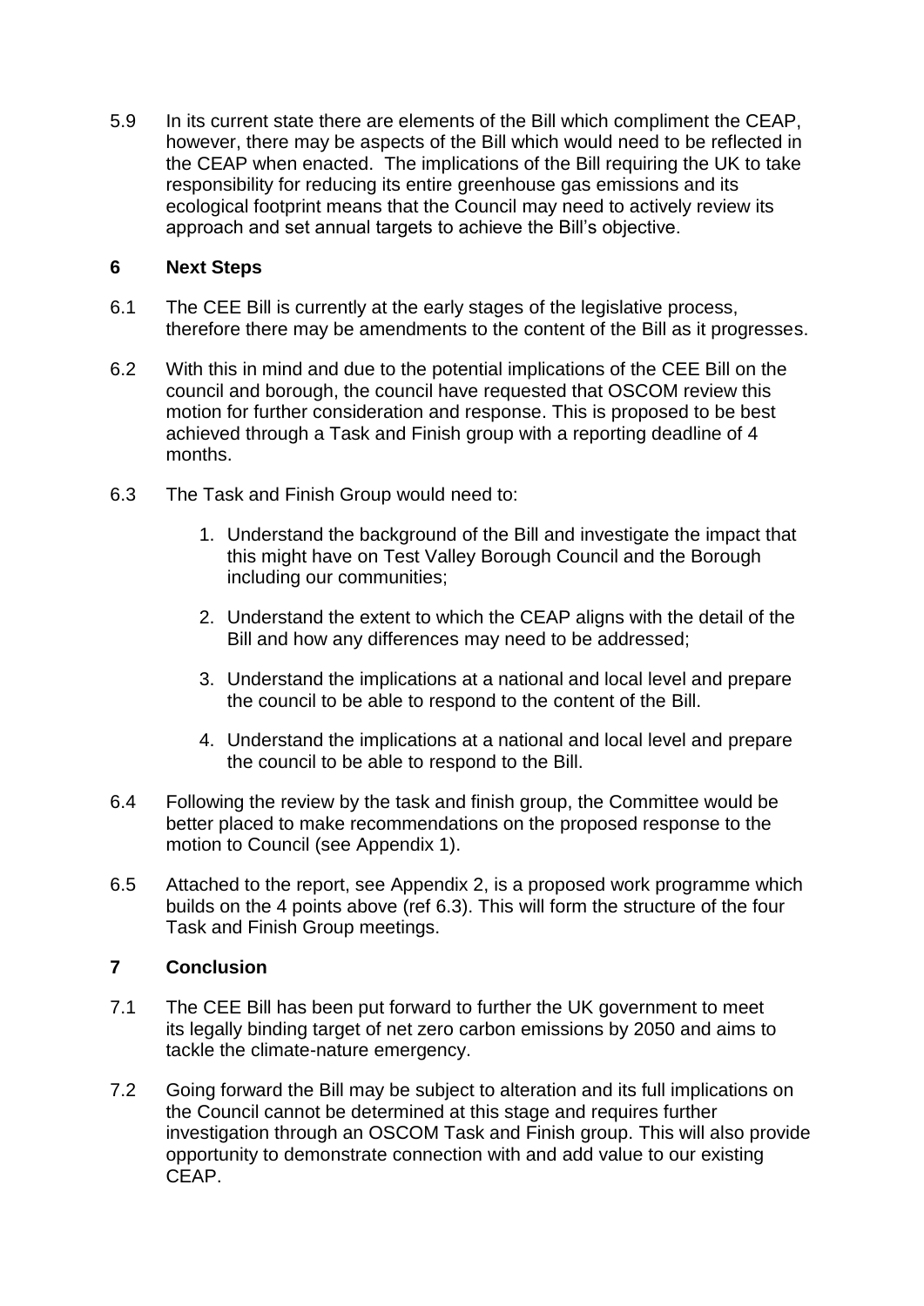5.9 In its current state there are elements of the Bill which compliment the CEAP, however, there may be aspects of the Bill which would need to be reflected in the CEAP when enacted. The implications of the Bill requiring the UK to take responsibility for reducing its entire greenhouse gas emissions and its ecological footprint means that the Council may need to actively review its approach and set annual targets to achieve the Bill's objective.

## 6 Next Steps

6.1 The CEE Bill is currently at the early stages of the legislative process, therefore there may be amendments to the content of the Bill as it progresses.

6.2 With this in mind and due to the potential implications of the CEE Bill on the council and borough, the council have requested that OSCOM review this motion for further consideration and response. This is proposed to be best achieved through a Task and Finish group with a reporting deadline of 4 months.

6.3 The Task and Finish Group would need to:

1. Understand the background of the Bill and investigate the impact that this might have on Test Valley Borough Council and the Borough including our communities;
2. Understand the extent to which the CEAP aligns with the detail of the Bill and how any differences may need to be addressed;
3. Understand the implications at a national and local level and prepare the council to be able to respond to the content of the Bill.
4. Understand the implications at a national and local level and prepare the council to be able to respond to the Bill.

6.4 Following the review by the task and finish group, the Committee would be better placed to make recommendations on the proposed response to the motion to Council (see Appendix 1).

6.5 Attached to the report, see Appendix 2, is a proposed work programme which builds on the 4 points above (ref 6.3). This will form the structure of the four Task and Finish Group meetings.

## 7 Conclusion

7.1 The CEE Bill has been put forward to further the UK government to meet its legally binding target of net zero carbon emissions by 2050 and aims to tackle the climate-nature emergency.

7.2 Going forward the Bill may be subject to alteration and its full implications on the Council cannot be determined at this stage and requires further investigation through an OSCOM Task and Finish group. This will also provide opportunity to demonstrate connection with and add value to our existing CEAP.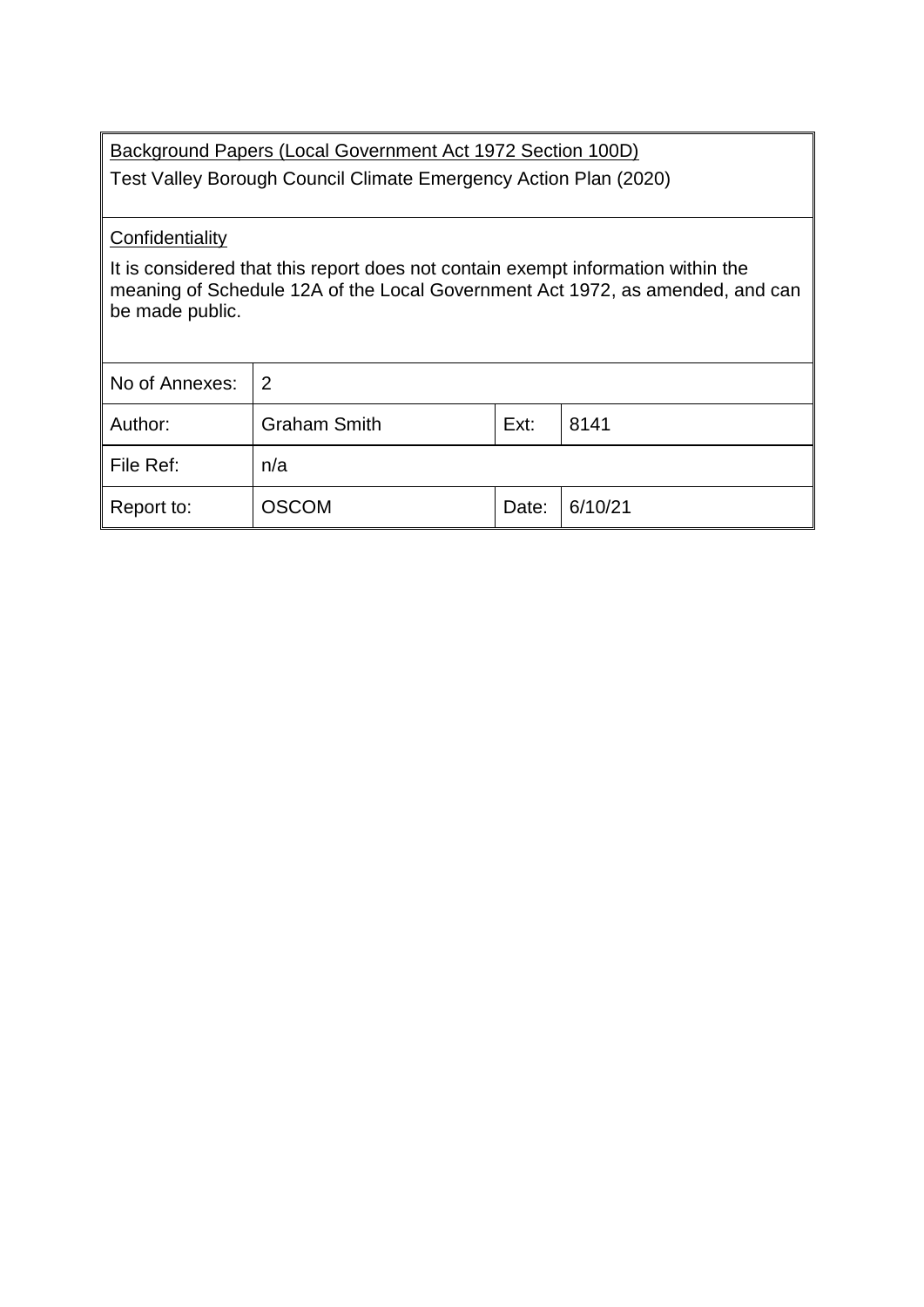Background Papers (Local Government Act 1972 Section 100D)

Test Valley Borough Council Climate Emergency Action Plan (2020)

Confidentiality

It is considered that this report does not contain exempt information within the meaning of Schedule 12A of the Local Government Act 1972, as amended, and can be made public.

| | | | |
|---|---|---|---|
| No of Annexes: | 2 | | |
| Author: | Graham Smith | Ext: | 8141 |
| File Ref: | n/a | | |
| Report to: | OSCOM | Date: | 6/10/21 |